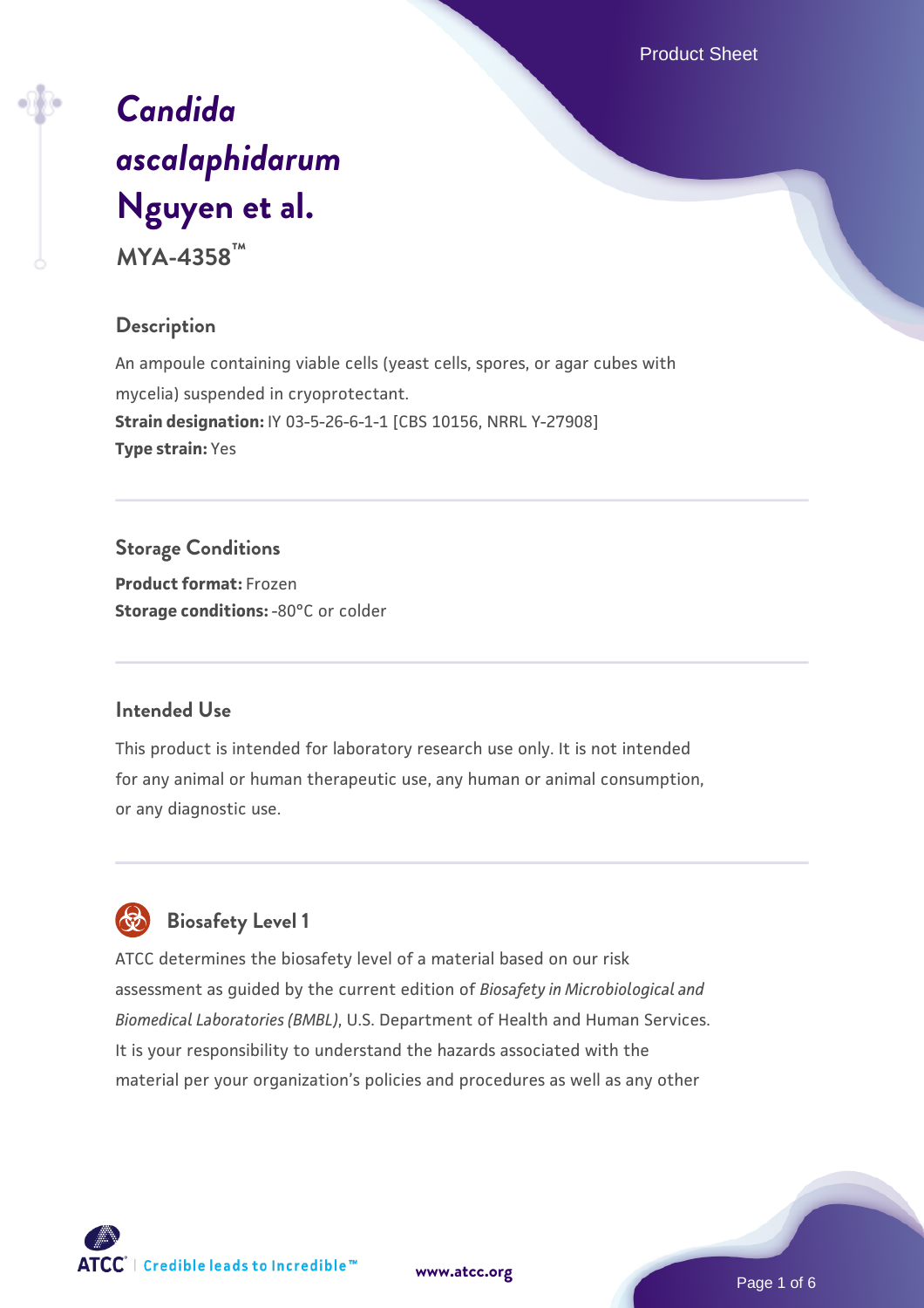# *Candida ascalaphidarum* Nguyen et al.

**MYA-4358™**

## Description

An ampoule containing viable cells (yeast cells, spores, or agar cubes with mycelia) suspended in cryoprotectant.
**Strain designation:** IY 03-5-26-6-1-1 [CBS 10156, NRRL Y-27908]
**Type strain:** Yes

## Storage Conditions

**Product format:** Frozen
**Storage conditions:** -80°C or colder

## Intended Use

This product is intended for laboratory research use only. It is not intended for any animal or human therapeutic use, any human or animal consumption, or any diagnostic use.

## Biosafety Level 1

ATCC determines the biosafety level of a material based on our risk assessment as guided by the current edition of *Biosafety in Microbiological and Biomedical Laboratories (BMBL)*, U.S. Department of Health and Human Services. It is your responsibility to understand the hazards associated with the material per your organization's policies and procedures as well as any other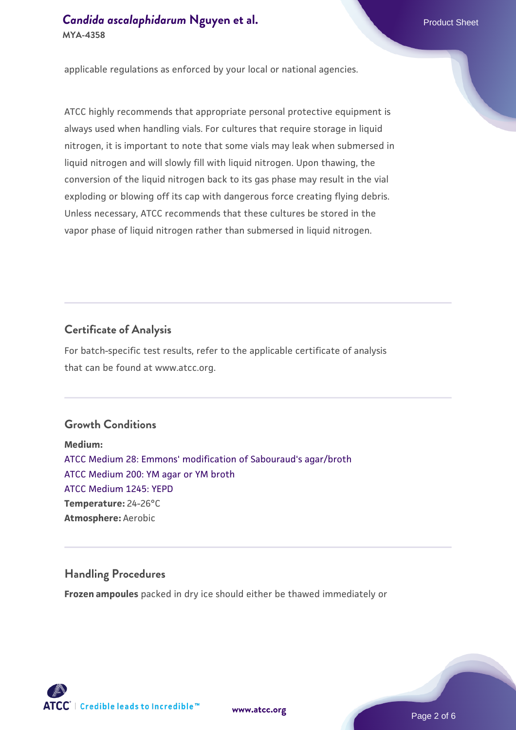applicable regulations as enforced by your local or national agencies.

ATCC highly recommends that appropriate personal protective equipment is always used when handling vials. For cultures that require storage in liquid nitrogen, it is important to note that some vials may leak when submersed in liquid nitrogen and will slowly fill with liquid nitrogen. Upon thawing, the conversion of the liquid nitrogen back to its gas phase may result in the vial exploding or blowing off its cap with dangerous force creating flying debris. Unless necessary, ATCC recommends that these cultures be stored in the vapor phase of liquid nitrogen rather than submersed in liquid nitrogen.

## Certificate of Analysis

For batch-specific test results, refer to the applicable certificate of analysis that can be found at www.atcc.org.

## Growth Conditions

**Medium:**
ATCC Medium 28: Emmons' modification of Sabouraud's agar/broth
ATCC Medium 200: YM agar or YM broth
ATCC Medium 1245: YEPD
**Temperature:** 24-26°C
**Atmosphere:** Aerobic

## Handling Procedures

**Frozen ampoules** packed in dry ice should either be thawed immediately or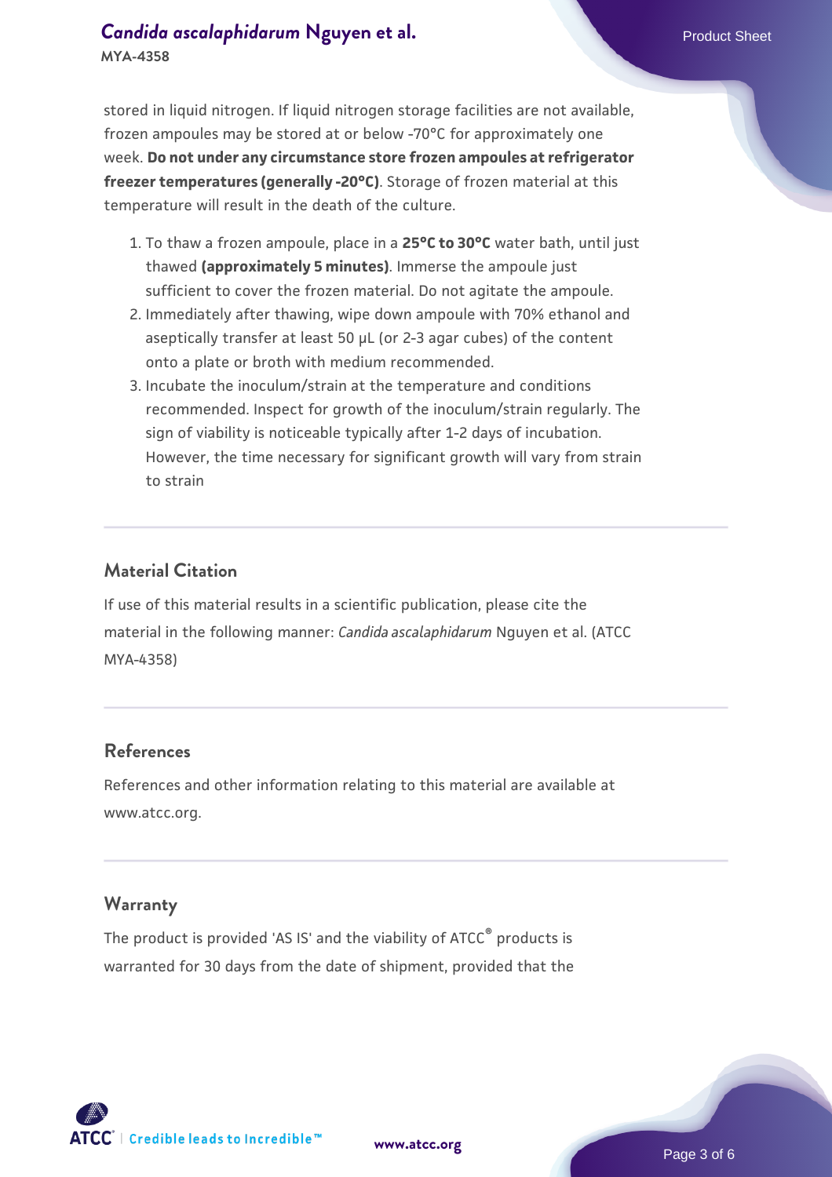stored in liquid nitrogen. If liquid nitrogen storage facilities are not available, frozen ampoules may be stored at or below -70°C for approximately one week. **Do not under any circumstance store frozen ampoules at refrigerator freezer temperatures (generally -20°C)**. Storage of frozen material at this temperature will result in the death of the culture.

1. To thaw a frozen ampoule, place in a **25°C to 30°C** water bath, until just thawed **(approximately 5 minutes)**. Immerse the ampoule just sufficient to cover the frozen material. Do not agitate the ampoule.
2. Immediately after thawing, wipe down ampoule with 70% ethanol and aseptically transfer at least 50 µL (or 2-3 agar cubes) of the content onto a plate or broth with medium recommended.
3. Incubate the inoculum/strain at the temperature and conditions recommended. Inspect for growth of the inoculum/strain regularly. The sign of viability is noticeable typically after 1-2 days of incubation. However, the time necessary for significant growth will vary from strain to strain

## Material Citation

If use of this material results in a scientific publication, please cite the material in the following manner: *Candida ascalaphidarum* Nguyen et al. (ATCC MYA-4358)

## References

References and other information relating to this material are available at www.atcc.org.

## Warranty

The product is provided 'AS IS' and the viability of ATCC® products is warranted for 30 days from the date of shipment, provided that the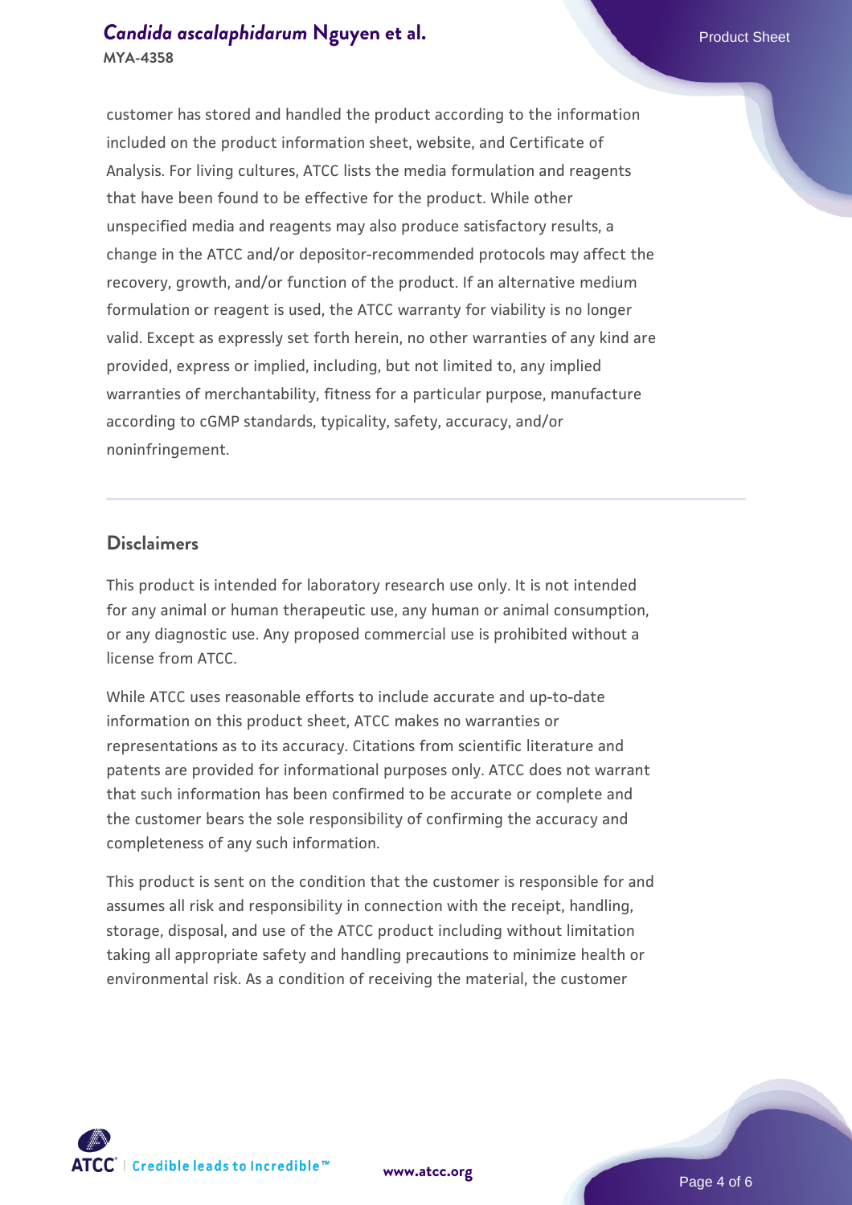customer has stored and handled the product according to the information included on the product information sheet, website, and Certificate of Analysis. For living cultures, ATCC lists the media formulation and reagents that have been found to be effective for the product. While other unspecified media and reagents may also produce satisfactory results, a change in the ATCC and/or depositor-recommended protocols may affect the recovery, growth, and/or function of the product. If an alternative medium formulation or reagent is used, the ATCC warranty for viability is no longer valid. Except as expressly set forth herein, no other warranties of any kind are provided, express or implied, including, but not limited to, any implied warranties of merchantability, fitness for a particular purpose, manufacture according to cGMP standards, typicality, safety, accuracy, and/or noninfringement.

## Disclaimers

This product is intended for laboratory research use only. It is not intended for any animal or human therapeutic use, any human or animal consumption, or any diagnostic use. Any proposed commercial use is prohibited without a license from ATCC.

While ATCC uses reasonable efforts to include accurate and up-to-date information on this product sheet, ATCC makes no warranties or representations as to its accuracy. Citations from scientific literature and patents are provided for informational purposes only. ATCC does not warrant that such information has been confirmed to be accurate or complete and the customer bears the sole responsibility of confirming the accuracy and completeness of any such information.

This product is sent on the condition that the customer is responsible for and assumes all risk and responsibility in connection with the receipt, handling, storage, disposal, and use of the ATCC product including without limitation taking all appropriate safety and handling precautions to minimize health or environmental risk. As a condition of receiving the material, the customer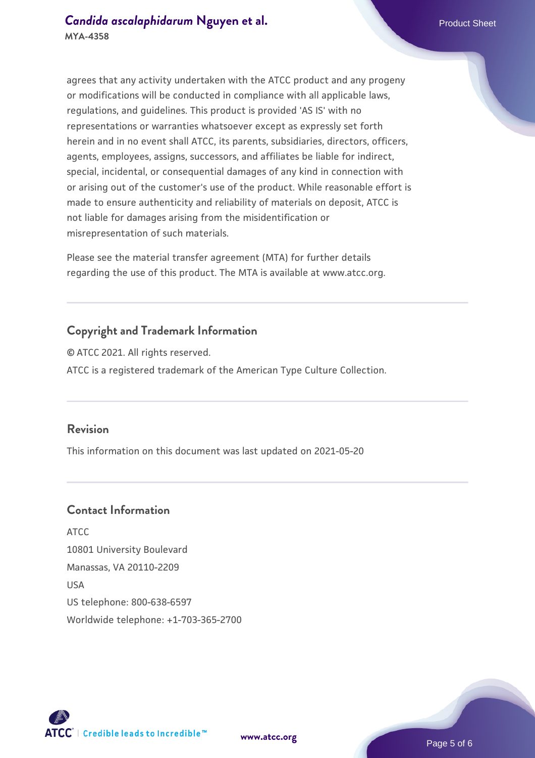agrees that any activity undertaken with the ATCC product and any progeny or modifications will be conducted in compliance with all applicable laws, regulations, and guidelines. This product is provided 'AS IS' with no representations or warranties whatsoever except as expressly set forth herein and in no event shall ATCC, its parents, subsidiaries, directors, officers, agents, employees, assigns, successors, and affiliates be liable for indirect, special, incidental, or consequential damages of any kind in connection with or arising out of the customer's use of the product. While reasonable effort is made to ensure authenticity and reliability of materials on deposit, ATCC is not liable for damages arising from the misidentification or misrepresentation of such materials.

Please see the material transfer agreement (MTA) for further details regarding the use of this product. The MTA is available at www.atcc.org.

## Copyright and Trademark Information

© ATCC 2021. All rights reserved.

ATCC is a registered trademark of the American Type Culture Collection.

## Revision

This information on this document was last updated on 2021-05-20

## Contact Information

ATCC
10801 University Boulevard
Manassas, VA 20110-2209
USA
US telephone: 800-638-6597
Worldwide telephone: +1-703-365-2700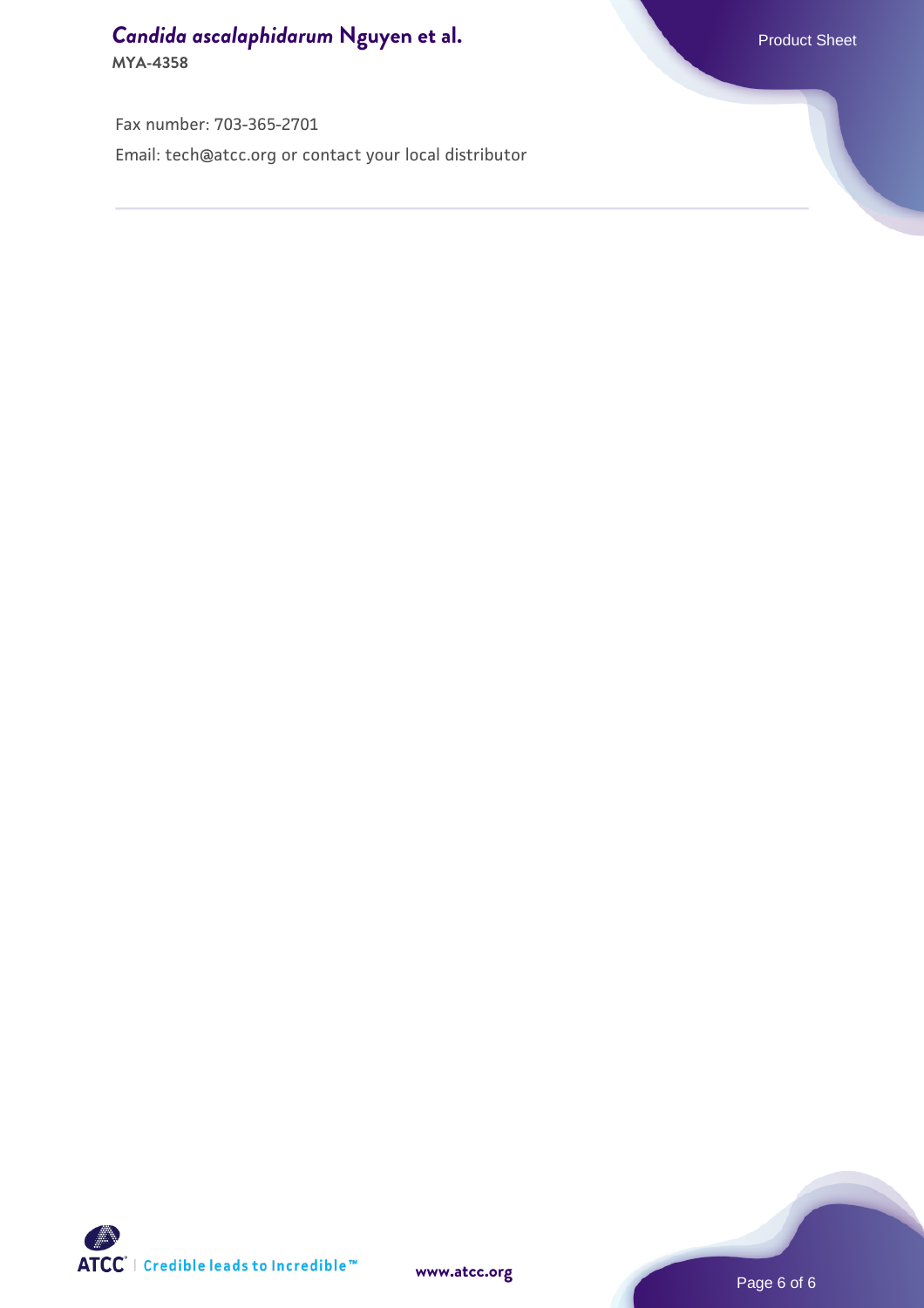Fax number: 703-365-2701

Email: tech@atcc.org or contact your local distributor